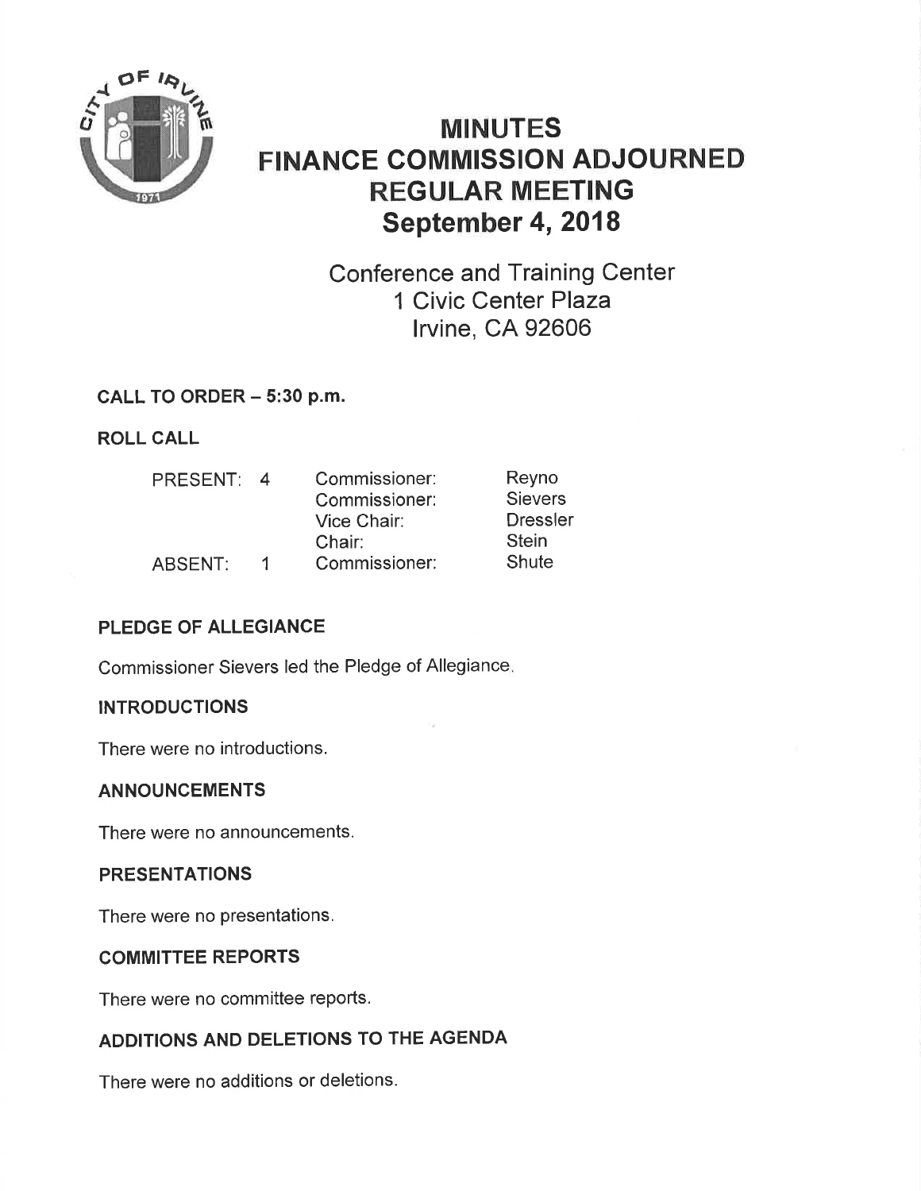# MINUTES
# FINANCE COMMISSION ADJOURNED REGULAR MEETING
## September 4, 2018

Conference and Training Center
1 Civic Center Plaza
Irvine, CA 92606

**CALL TO ORDER – 5:30 p.m.**

**ROLL CALL**

| | | | |
|---|---|---|---|
| PRESENT: | 4 | Commissioner: | Reyno |
| | | Commissioner: | Sievers |
| | | Vice Chair: | Dressler |
| | | Chair: | Stein |
| ABSENT: | 1 | Commissioner: | Shute |

**PLEDGE OF ALLEGIANCE**

Commissioner Sievers led the Pledge of Allegiance.

**INTRODUCTIONS**

There were no introductions.

**ANNOUNCEMENTS**

There were no announcements.

**PRESENTATIONS**

There were no presentations.

**COMMITTEE REPORTS**

There were no committee reports.

**ADDITIONS AND DELETIONS TO THE AGENDA**

There were no additions or deletions.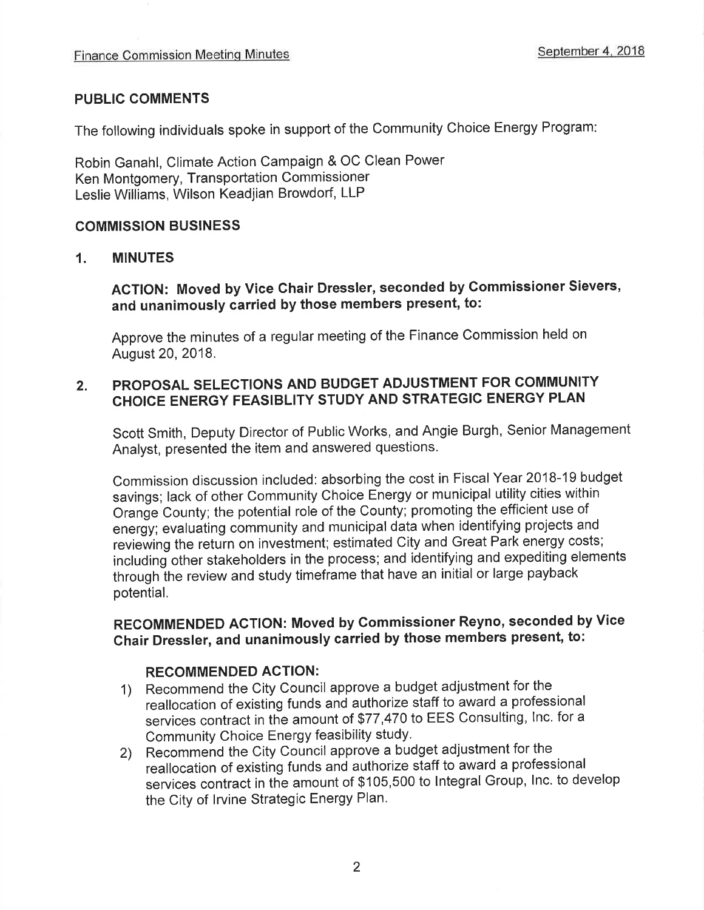## PUBLIC COMMENTS

The following individuals spoke in support of the Community Choice Energy Program:

Robin Ganahl, Climate Action Campaign & OC Clean Power
Ken Montgomery, Transportation Commissioner
Leslie Williams, Wilson Keadjian Browdorf, LLP

## COMMISSION BUSINESS

### 1. MINUTES

**ACTION: Moved by Vice Chair Dressler, seconded by Commissioner Sievers, and unanimously carried by those members present, to:**

Approve the minutes of a regular meeting of the Finance Commission held on August 20, 2018.

### 2. PROPOSAL SELECTIONS AND BUDGET ADJUSTMENT FOR COMMUNITY CHOICE ENERGY FEASBLITY STUDY AND STRATEGIC ENERGY PLAN

Scott Smith, Deputy Director of Public Works, and Angie Burgh, Senior Management Analyst, presented the item and answered questions.

Commission discussion included: absorbing the cost in Fiscal Year 2018-19 budget savings; lack of other Community Choice Energy or municipal utility cities within Orange County; the potential role of the County; promoting the efficient use of energy; evaluating community and municipal data when identifying projects and reviewing the return on investment; estimated City and Great Park energy costs; including other stakeholders in the process; and identifying and expediting elements through the review and study timeframe that have an initial or large payback potential.

**RECOMMENDED ACTION: Moved by Commissioner Reyno, seconded by Vice Chair Dressler, and unanimously carried by those members present, to:**

**RECOMMENDED ACTION:**

1) Recommend the City Council approve a budget adjustment for the reallocation of existing funds and authorize staff to award a professional services contract in the amount of $77,470 to EES Consulting, Inc. for a Community Choice Energy feasibility study.
2) Recommend the City Council approve a budget adjustment for the reallocation of existing funds and authorize staff to award a professional services contract in the amount of $105,500 to Integral Group, Inc. to develop the City of Irvine Strategic Energy Plan.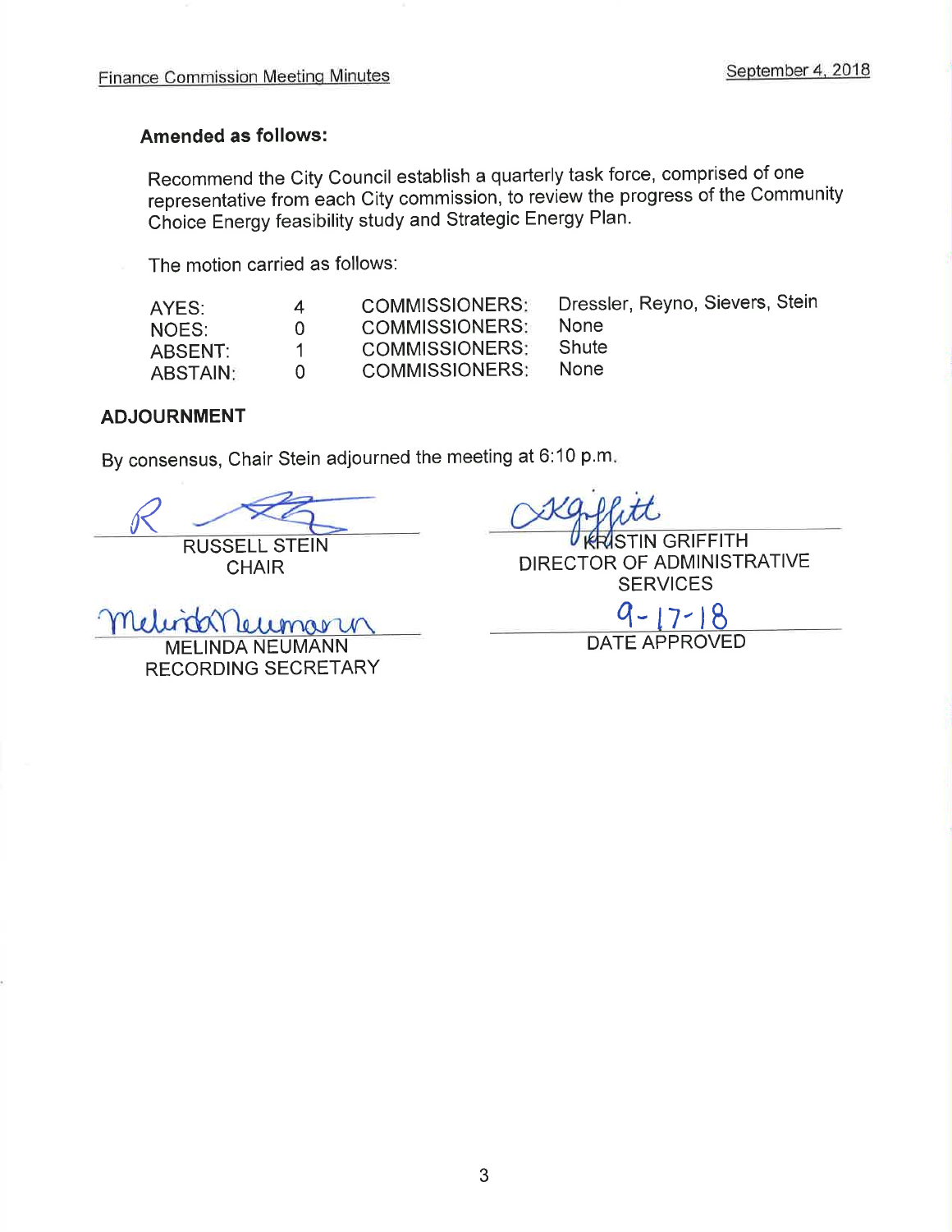**Amended as follows:**

Recommend the City Council establish a quarterly task force, comprised of one representative from each City commission, to review the progress of the Community Choice Energy feasibility study and Strategic Energy Plan.

The motion carried as follows:

| | | | |
|---|---|---|---|
| AYES: | 4 | COMMISSIONERS: | Dressler, Reyno, Sievers, Stein |
| NOES: | 0 | COMMISSIONERS: | None |
| ABSENT: | 1 | COMMISSIONERS: | Shute |
| ABSTAIN: | 0 | COMMISSIONERS: | None |

**ADJOURNMENT**

By consensus, Chair Stein adjourned the meeting at 6:10 p.m.

RUSSELL STEIN
CHAIR

KRISTIN GRIFFITH
DIRECTOR OF ADMINISTRATIVE SERVICES

MELINDA NEUMANN
RECORDING SECRETARY

9-17-18
DATE APPROVED